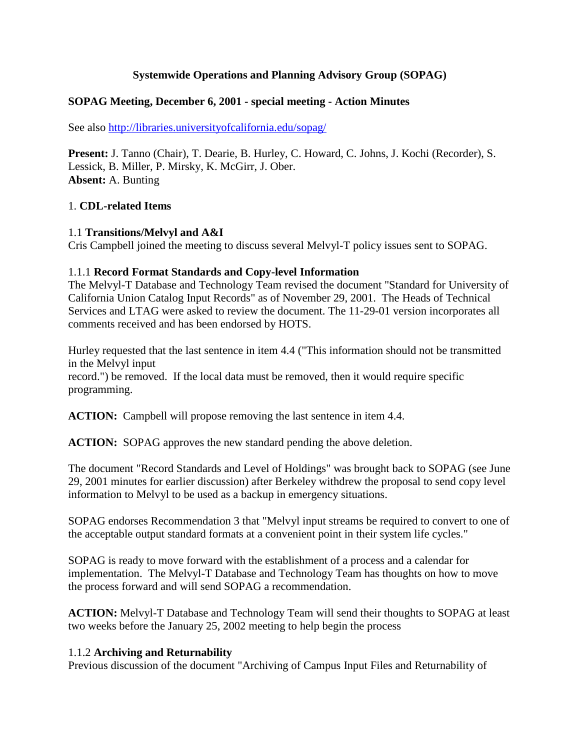# Systemwide Operations and Planning Advisory Group (SOPAG)

## SOPAG Meeting, December 6, 2001 - special meeting - Action Minutes

See also http://libraries.universityofcalifornia.edu/sopag/

**Present:** J. Tanno (Chair), T. Dearie, B. Hurley, C. Howard, C. Johns, J. Kochi (Recorder), S. Lessick, B. Miller, P. Mirsky, K. McGirr, J. Ober.
**Absent:** A. Bunting

1. **CDL-related Items**

1.1 **Transitions/Melvyl and A&I**
Cris Campbell joined the meeting to discuss several Melvyl-T policy issues sent to SOPAG.

1.1.1 **Record Format Standards and Copy-level Information**
The Melvyl-T Database and Technology Team revised the document "Standard for University of California Union Catalog Input Records" as of November 29, 2001. The Heads of Technical Services and LTAG were asked to review the document. The 11-29-01 version incorporates all comments received and has been endorsed by HOTS.

Hurley requested that the last sentence in item 4.4 ("This information should not be transmitted in the Melvyl input record.") be removed. If the local data must be removed, then it would require specific programming.

**ACTION:** Campbell will propose removing the last sentence in item 4.4.

**ACTION:** SOPAG approves the new standard pending the above deletion.

The document "Record Standards and Level of Holdings" was brought back to SOPAG (see June 29, 2001 minutes for earlier discussion) after Berkeley withdrew the proposal to send copy level information to Melvyl to be used as a backup in emergency situations.

SOPAG endorses Recommendation 3 that "Melvyl input streams be required to convert to one of the acceptable output standard formats at a convenient point in their system life cycles."

SOPAG is ready to move forward with the establishment of a process and a calendar for implementation. The Melvyl-T Database and Technology Team has thoughts on how to move the process forward and will send SOPAG a recommendation.

**ACTION:** Melvyl-T Database and Technology Team will send their thoughts to SOPAG at least two weeks before the January 25, 2002 meeting to help begin the process

1.1.2 **Archiving and Returnability**
Previous discussion of the document "Archiving of Campus Input Files and Returnability of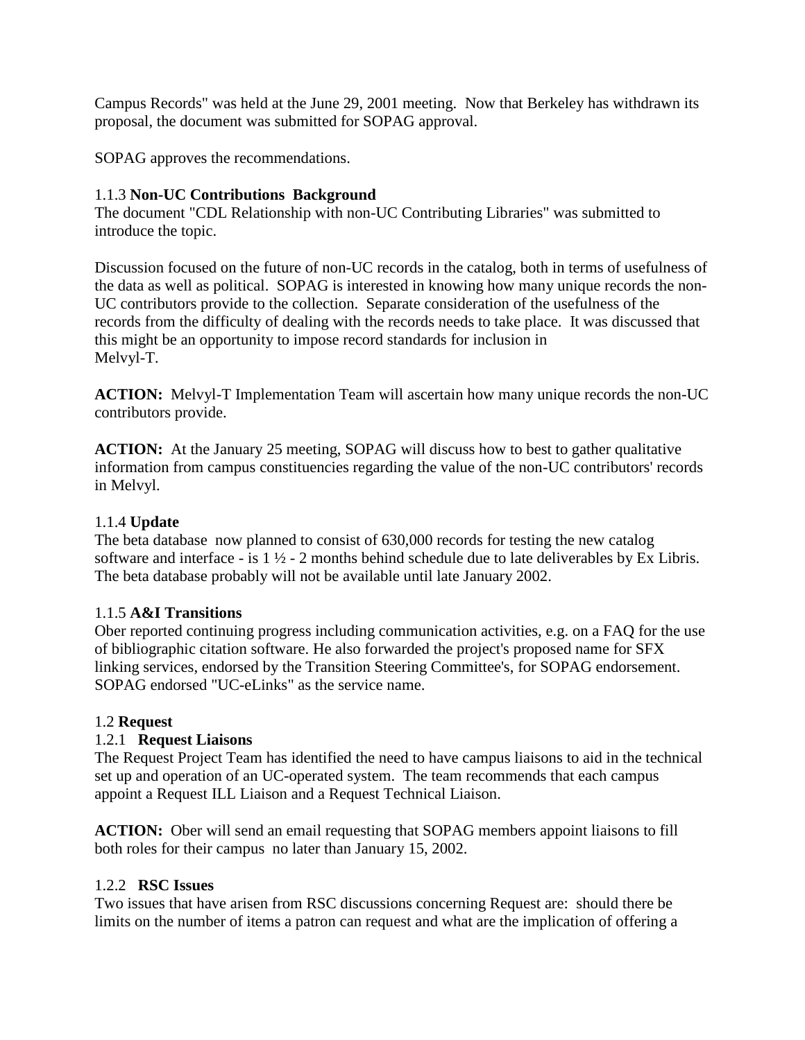Campus Records" was held at the June 29, 2001 meeting. Now that Berkeley has withdrawn its proposal, the document was submitted for SOPAG approval.

SOPAG approves the recommendations.

1.1.3 **Non-UC Contributions Background**
The document "CDL Relationship with non-UC Contributing Libraries" was submitted to introduce the topic.

Discussion focused on the future of non-UC records in the catalog, both in terms of usefulness of the data as well as political. SOPAG is interested in knowing how many unique records the non-UC contributors provide to the collection. Separate consideration of the usefulness of the records from the difficulty of dealing with the records needs to take place. It was discussed that this might be an opportunity to impose record standards for inclusion in Melvyl-T.

**ACTION:** Melvyl-T Implementation Team will ascertain how many unique records the non-UC contributors provide.

**ACTION:** At the January 25 meeting, SOPAG will discuss how to best to gather qualitative information from campus constituencies regarding the value of the non-UC contributors' records in Melvyl.

1.1.4 **Update**
The beta database now planned to consist of 630,000 records for testing the new catalog software and interface - is 1 ½ - 2 months behind schedule due to late deliverables by Ex Libris. The beta database probably will not be available until late January 2002.

1.1.5 **A&I Transitions**
Ober reported continuing progress including communication activities, e.g. on a FAQ for the use of bibliographic citation software. He also forwarded the project's proposed name for SFX linking services, endorsed by the Transition Steering Committee's, for SOPAG endorsement. SOPAG endorsed "UC-eLinks" as the service name.

1.2 **Request**

1.2.1 **Request Liaisons**
The Request Project Team has identified the need to have campus liaisons to aid in the technical set up and operation of an UC-operated system. The team recommends that each campus appoint a Request ILL Liaison and a Request Technical Liaison.

**ACTION:** Ober will send an email requesting that SOPAG members appoint liaisons to fill both roles for their campus no later than January 15, 2002.

1.2.2 **RSC Issues**
Two issues that have arisen from RSC discussions concerning Request are: should there be limits on the number of items a patron can request and what are the implication of offering a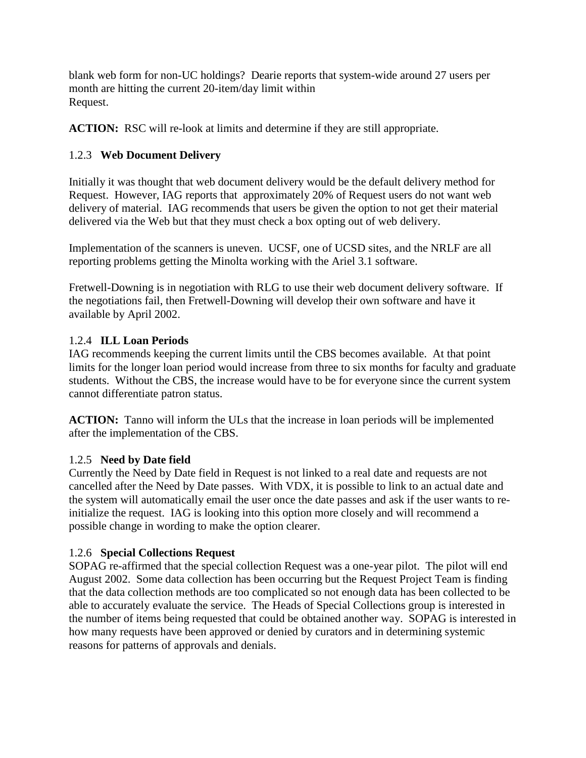blank web form for non-UC holdings? Dearie reports that system-wide around 27 users per month are hitting the current 20-item/day limit within Request.

**ACTION:** RSC will re-look at limits and determine if they are still appropriate.

### 1.2.3 **Web Document Delivery**

Initially it was thought that web document delivery would be the default delivery method for Request. However, IAG reports that approximately 20% of Request users do not want web delivery of material. IAG recommends that users be given the option to not get their material delivered via the Web but that they must check a box opting out of web delivery.

Implementation of the scanners is uneven. UCSF, one of UCSD sites, and the NRLF are all reporting problems getting the Minolta working with the Ariel 3.1 software.

Fretwell-Downing is in negotiation with RLG to use their web document delivery software. If the negotiations fail, then Fretwell-Downing will develop their own software and have it available by April 2002.

### 1.2.4 **ILL Loan Periods**

IAG recommends keeping the current limits until the CBS becomes available. At that point limits for the longer loan period would increase from three to six months for faculty and graduate students. Without the CBS, the increase would have to be for everyone since the current system cannot differentiate patron status.

**ACTION:** Tanno will inform the ULs that the increase in loan periods will be implemented after the implementation of the CBS.

### 1.2.5 **Need by Date field**

Currently the Need by Date field in Request is not linked to a real date and requests are not cancelled after the Need by Date passes. With VDX, it is possible to link to an actual date and the system will automatically email the user once the date passes and ask if the user wants to re-initialize the request. IAG is looking into this option more closely and will recommend a possible change in wording to make the option clearer.

### 1.2.6 **Special Collections Request**

SOPAG re-affirmed that the special collection Request was a one-year pilot. The pilot will end August 2002. Some data collection has been occurring but the Request Project Team is finding that the data collection methods are too complicated so not enough data has been collected to be able to accurately evaluate the service. The Heads of Special Collections group is interested in the number of items being requested that could be obtained another way. SOPAG is interested in how many requests have been approved or denied by curators and in determining systemic reasons for patterns of approvals and denials.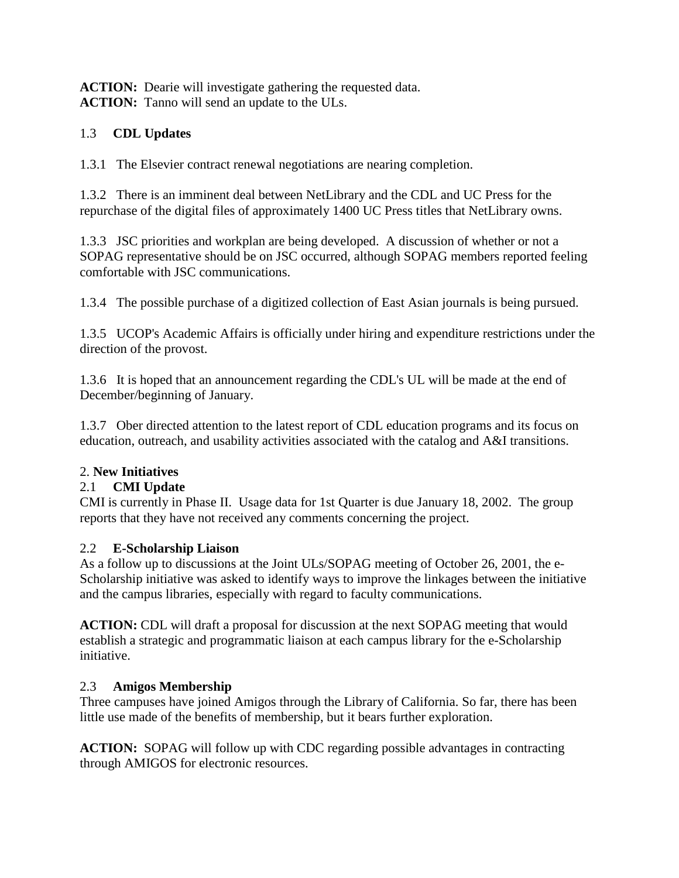**ACTION:** Dearie will investigate gathering the requested data.
**ACTION:** Tanno will send an update to the ULs.

### 1.3 CDL Updates

1.3.1 The Elsevier contract renewal negotiations are nearing completion.

1.3.2 There is an imminent deal between NetLibrary and the CDL and UC Press for the repurchase of the digital files of approximately 1400 UC Press titles that NetLibrary owns.

1.3.3 JSC priorities and workplan are being developed. A discussion of whether or not a SOPAG representative should be on JSC occurred, although SOPAG members reported feeling comfortable with JSC communications.

1.3.4 The possible purchase of a digitized collection of East Asian journals is being pursued.

1.3.5 UCOP's Academic Affairs is officially under hiring and expenditure restrictions under the direction of the provost.

1.3.6 It is hoped that an announcement regarding the CDL's UL will be made at the end of December/beginning of January.

1.3.7 Ober directed attention to the latest report of CDL education programs and its focus on education, outreach, and usability activities associated with the catalog and A&I transitions.

## 2. New Initiatives

### 2.1 CMI Update

CMI is currently in Phase II. Usage data for 1st Quarter is due January 18, 2002. The group reports that they have not received any comments concerning the project.

### 2.2 E-Scholarship Liaison

As a follow up to discussions at the Joint ULs/SOPAG meeting of October 26, 2001, the e-Scholarship initiative was asked to identify ways to improve the linkages between the initiative and the campus libraries, especially with regard to faculty communications.

**ACTION:** CDL will draft a proposal for discussion at the next SOPAG meeting that would establish a strategic and programmatic liaison at each campus library for the e-Scholarship initiative.

### 2.3 Amigos Membership

Three campuses have joined Amigos through the Library of California. So far, there has been little use made of the benefits of membership, but it bears further exploration.

**ACTION:** SOPAG will follow up with CDC regarding possible advantages in contracting through AMIGOS for electronic resources.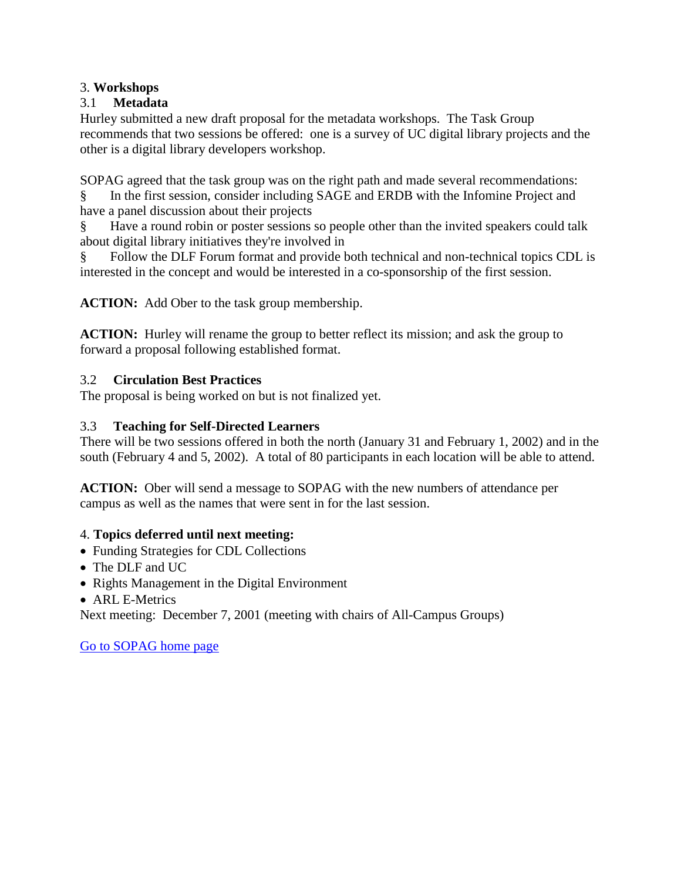3. **Workshops**

3.1 **Metadata**

Hurley submitted a new draft proposal for the metadata workshops. The Task Group recommends that two sessions be offered: one is a survey of UC digital library projects and the other is a digital library developers workshop.

SOPAG agreed that the task group was on the right path and made several recommendations:

§ In the first session, consider including SAGE and ERDB with the Infomine Project and have a panel discussion about their projects

§ Have a round robin or poster sessions so people other than the invited speakers could talk about digital library initiatives they're involved in

§ Follow the DLF Forum format and provide both technical and non-technical topics CDL is interested in the concept and would be interested in a co-sponsorship of the first session.

**ACTION:** Add Ober to the task group membership.

**ACTION:** Hurley will rename the group to better reflect its mission; and ask the group to forward a proposal following established format.

3.2 **Circulation Best Practices**

The proposal is being worked on but is not finalized yet.

3.3 **Teaching for Self-Directed Learners**

There will be two sessions offered in both the north (January 31 and February 1, 2002) and in the south (February 4 and 5, 2002). A total of 80 participants in each location will be able to attend.

**ACTION:** Ober will send a message to SOPAG with the new numbers of attendance per campus as well as the names that were sent in for the last session.

4. **Topics deferred until next meeting:**

- Funding Strategies for CDL Collections
- The DLF and UC
- Rights Management in the Digital Environment
- ARL E-Metrics

Next meeting: December 7, 2001 (meeting with chairs of All-Campus Groups)

Go to SOPAG home page